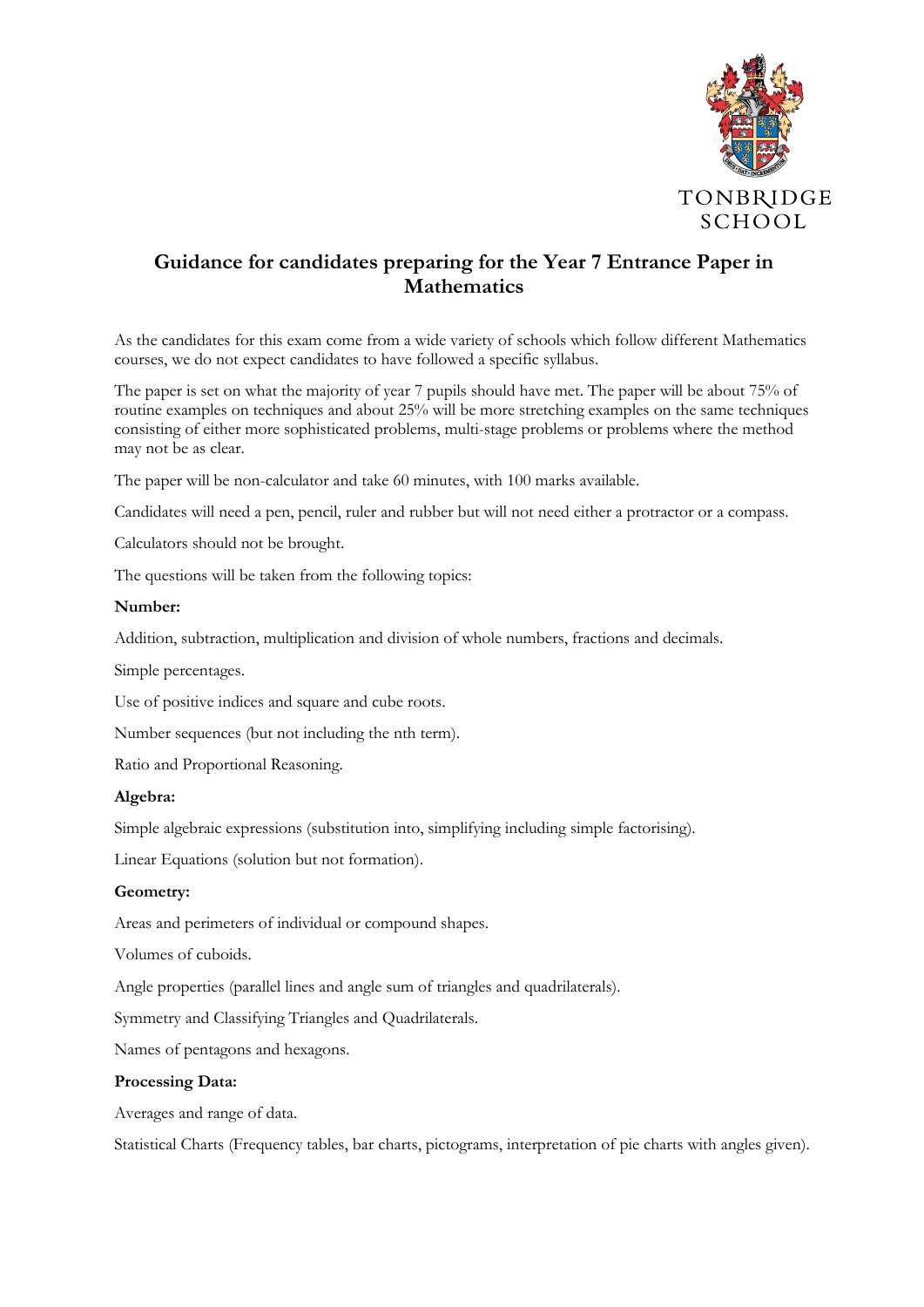TONBRIDGE SCHOOL

# Guidance for candidates preparing for the Year 7 Entrance Paper in Mathematics

As the candidates for this exam come from a wide variety of schools which follow different Mathematics courses, we do not expect candidates to have followed a specific syllabus.

The paper is set on what the majority of year 7 pupils should have met. The paper will be about 75% of routine examples on techniques and about 25% will be more stretching examples on the same techniques consisting of either more sophisticated problems, multi-stage problems or problems where the method may not be as clear.

The paper will be non-calculator and take 60 minutes, with 100 marks available.

Candidates will need a pen, pencil, ruler and rubber but will not need either a protractor or a compass.

Calculators should not be brought.

The questions will be taken from the following topics:

**Number:**

Addition, subtraction, multiplication and division of whole numbers, fractions and decimals.

Simple percentages.

Use of positive indices and square and cube roots.

Number sequences (but not including the nth term).

Ratio and Proportional Reasoning.

**Algebra:**

Simple algebraic expressions (substitution into, simplifying including simple factorising).

Linear Equations (solution but not formation).

**Geometry:**

Areas and perimeters of individual or compound shapes.

Volumes of cuboids.

Angle properties (parallel lines and angle sum of triangles and quadrilaterals).

Symmetry and Classifying Triangles and Quadrilaterals.

Names of pentagons and hexagons.

**Processing Data:**

Averages and range of data.

Statistical Charts (Frequency tables, bar charts, pictograms, interpretation of pie charts with angles given).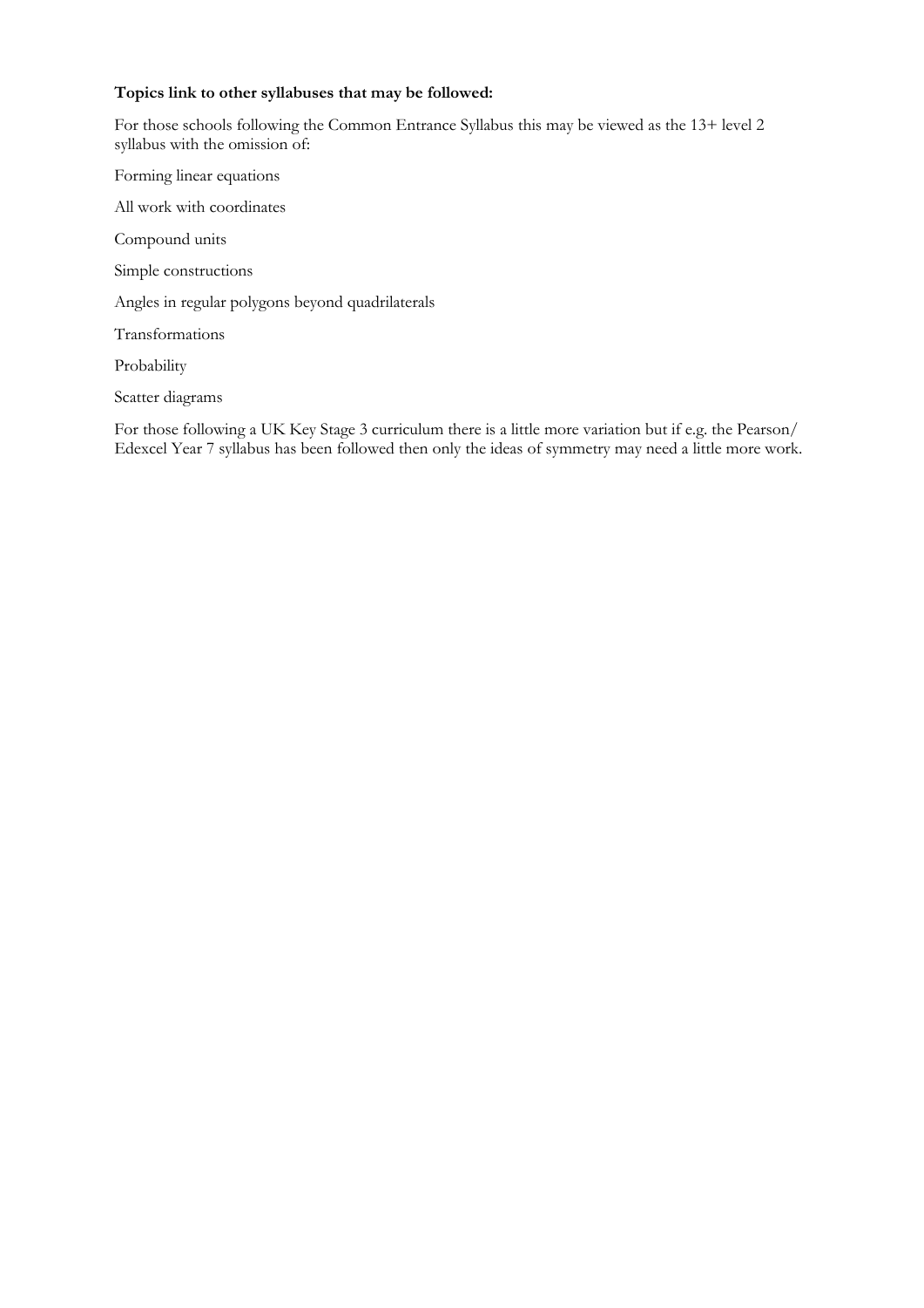**Topics link to other syllabuses that may be followed:**

For those schools following the Common Entrance Syllabus this may be viewed as the 13+ level 2 syllabus with the omission of:

Forming linear equations

All work with coordinates

Compound units

Simple constructions

Angles in regular polygons beyond quadrilaterals

Transformations

Probability

Scatter diagrams

For those following a UK Key Stage 3 curriculum there is a little more variation but if e.g. the Pearson/ Edexcel Year 7 syllabus has been followed then only the ideas of symmetry may need a little more work.